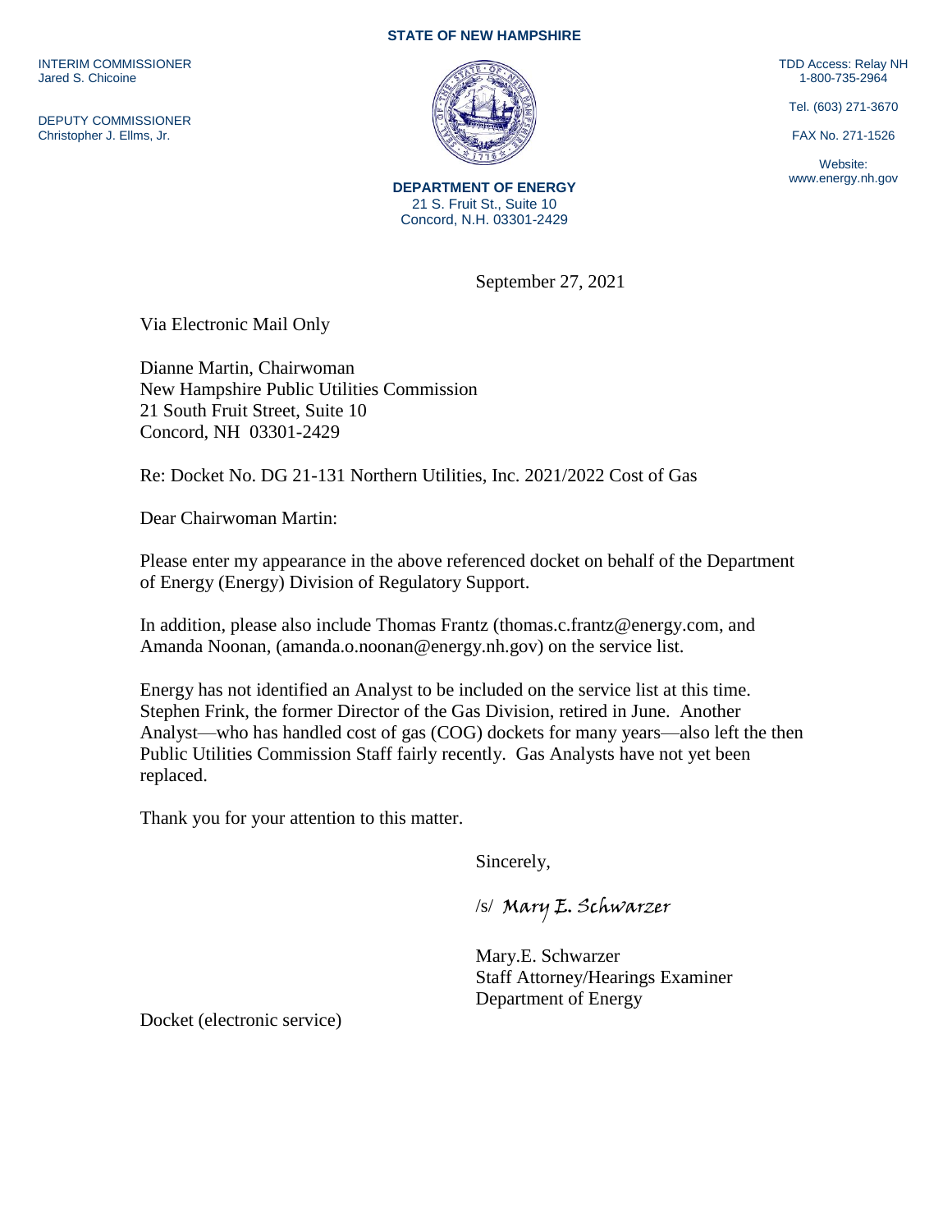**STATE OF NEW HAMPSHIRE**

INTERIM COMMISSIONER
Jared S. Chicoine

DEPUTY COMMISSIONER
Christopher J. Ellms, Jr.

TDD Access: Relay NH
1-800-735-2964

Tel. (603) 271-3670

FAX No. 271-1526

Website:
www.energy.nh.gov

**DEPARTMENT OF ENERGY**
21 S. Fruit St., Suite 10
Concord, N.H. 03301-2429

September 27, 2021

Via Electronic Mail Only

Dianne Martin, Chairwoman
New Hampshire Public Utilities Commission
21 South Fruit Street, Suite 10
Concord, NH 03301-2429

Re: Docket No. DG 21-131 Northern Utilities, Inc. 2021/2022 Cost of Gas

Dear Chairwoman Martin:

Please enter my appearance in the above referenced docket on behalf of the Department of Energy (Energy) Division of Regulatory Support.

In addition, please also include Thomas Frantz (thomas.c.frantz@energy.com, and Amanda Noonan, (amanda.o.noonan@energy.nh.gov) on the service list.

Energy has not identified an Analyst to be included on the service list at this time. Stephen Frink, the former Director of the Gas Division, retired in June. Another Analyst—who has handled cost of gas (COG) dockets for many years—also left the then Public Utilities Commission Staff fairly recently. Gas Analysts have not yet been replaced.

Thank you for your attention to this matter.

Sincerely,

/s/ *Mary E. Schwarzer*

Mary.E. Schwarzer
Staff Attorney/Hearings Examiner
Department of Energy

Docket (electronic service)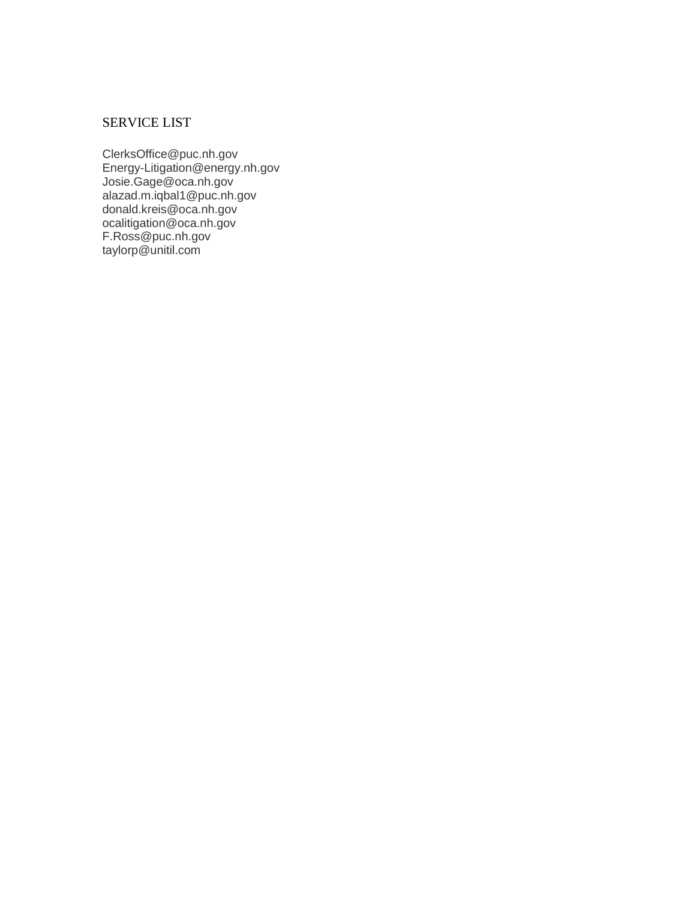SERVICE LIST

ClerksOffice@puc.nh.gov
Energy-Litigation@energy.nh.gov
Josie.Gage@oca.nh.gov
alazad.m.iqbal1@puc.nh.gov
donald.kreis@oca.nh.gov
ocalitigation@oca.nh.gov
F.Ross@puc.nh.gov
taylorp@unitil.com